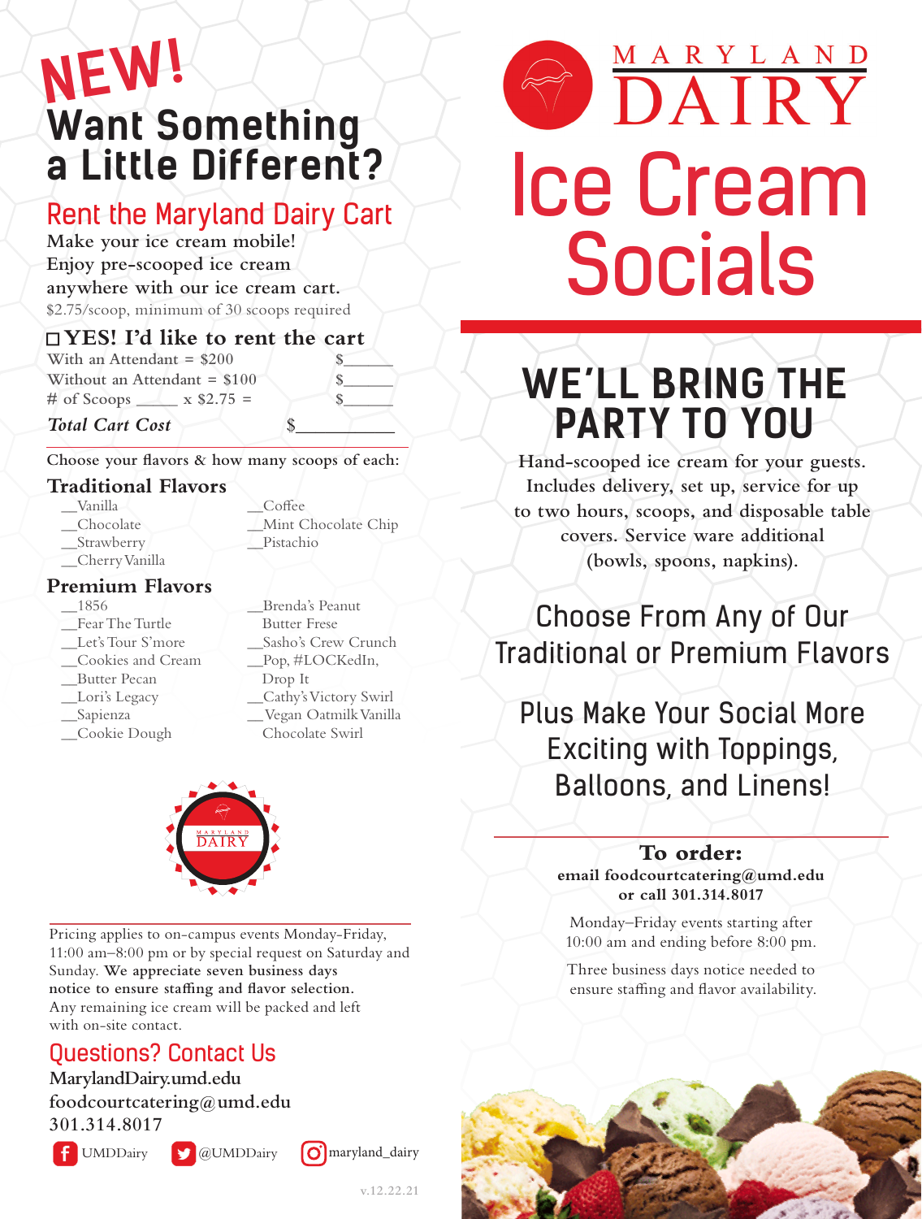# NEW! Want Something a Little Different?

## Rent the Maryland Dairy Cart

**Make your ice cream mobile! Enjoy pre-scooped ice cream anywhere with our ice cream cart.**

$2.75/scoop, minimum of 30 scoops required

### ☐ YES! I'd like to rent the cart

| | |
|---|---|
| With an Attendant = $200 | $______ |
| Without an Attendant = $100 | $______ |
| # of Scoops _____ x $2.75 = | $______ |
| ***Total Cart Cost*** | $__________ |

**Choose your flavors & how many scoops of each:**

### Traditional Flavors

- __Vanilla
- __Chocolate
- __Strawberry
- __Cherry Vanilla
- __Coffee
- __Mint Chocolate Chip
- __Pistachio

### Premium Flavors

- __1856
- __Fear The Turtle
- __Let's Tour S'more
- __Cookies and Cream
- __Butter Pecan
- __Lori's Legacy
- __Sapienza
- __Cookie Dough
- __Brenda's Peanut Butter Frese
- __Sasho's Crew Crunch
- __Pop, #LOCKedIn, Drop It
- __Cathy's Victory Swirl
- __Vegan Oatmilk Vanilla Chocolate Swirl

Pricing applies to on-campus events Monday-Friday, 11:00 am–8:00 pm or by special request on Saturday and Sunday. **We appreciate seven business days notice to ensure staffing and flavor selection.** Any remaining ice cream will be packed and left with on-site contact.

## Questions? Contact Us

**MarylandDairy.umd.edu**
**foodcourtcatering@umd.edu**
**301.314.8017**

UMDDairy @UMDDairy maryland_dairy

v.12.22.21

# MARYLAND DAIRY

# Ice Cream Socials

## WE'LL BRING THE PARTY TO YOU

**Hand-scooped ice cream for your guests. Includes delivery, set up, service for up to two hours, scoops, and disposable table covers. Service ware additional (bowls, spoons, napkins).**

### Choose From Any of Our Traditional or Premium Flavors

### Plus Make Your Social More Exciting with Toppings, Balloons, and Linens!

**To order:**
**email foodcourtcatering@umd.edu or call 301.314.8017**

Monday–Friday events starting after 10:00 am and ending before 8:00 pm.

Three business days notice needed to ensure staffing and flavor availability.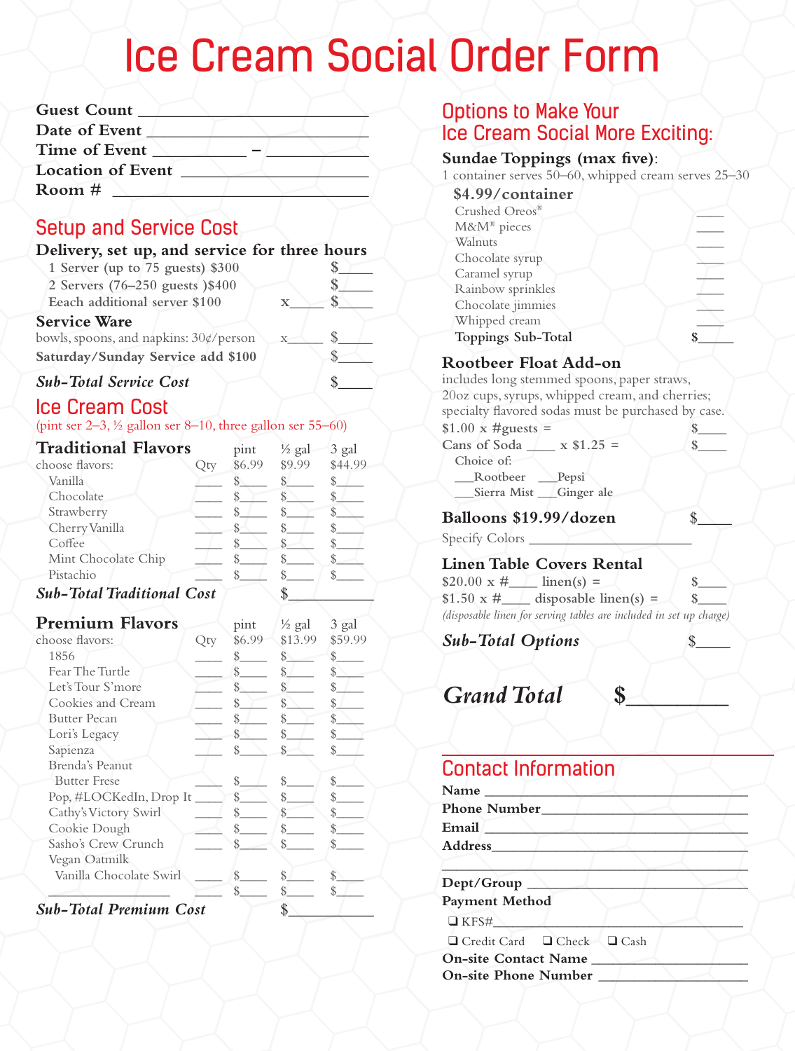# Ice Cream Social Order Form

**Guest Count** ____________________________

**Date of Event** ____________________________

**Time of Event** ____________ – ____________

**Location of Event** ____________________________

**Room #** ____________________________

## Setup and Service Cost

**Delivery, set up, and service for three hours**

| | | |
|---|---|---|
| 1 Server (up to 75 guests) $300 | | $_____ |
| 2 Servers (76–250 guests )$400 | | $_____ |
| Each additional server $100 | x_____ | $_____ |

**Service Ware**

| | | |
|---|---|---|
| bowls, spoons, and napkins: 30¢/person | x_____ | $_____ |
| **Saturday/Sunday Service add $100** | | $_____ |

***Sub-Total Service Cost*** $_____

## Ice Cream Cost

(pint ser 2–3, ½ gallon ser 8–10, three gallon ser 55–60)

### Traditional Flavors

| choose flavors: | Qty | pint $6.99 | ½ gal $9.99 | 3 gal $44.99 |
|---|---|---|---|---|
| Vanilla | ____ | $____ | $____ | $____ |
| Chocolate | ____ | $____ | $____ | $____ |
| Strawberry | ____ | $____ | $____ | $____ |
| Cherry Vanilla | ____ | $____ | $____ | $____ |
| Coffee | ____ | $____ | $____ | $____ |
| Mint Chocolate Chip | ____ | $____ | $____ | $____ |
| Pistachio | ____ | $____ | $____ | $____ |

***Sub-Total Traditional Cost*** $____________

### Premium Flavors

| choose flavors: | Qty | pint $6.99 | ½ gal $13.99 | 3 gal $59.99 |
|---|---|---|---|---|
| 1856 | ____ | $____ | $____ | $____ |
| Fear The Turtle | ____ | $____ | $____ | $____ |
| Let's Tour S'more | ____ | $____ | $____ | $____ |
| Cookies and Cream | ____ | $____ | $____ | $____ |
| Butter Pecan | ____ | $____ | $____ | $____ |
| Lori's Legacy | ____ | $____ | $____ | $____ |
| Sapienza | ____ | $____ | $____ | $____ |
| Brenda's Peanut Butter Frese | ____ | $____ | $____ | $____ |
| Pop, #LOCKedIn, Drop It | ____ | $____ | $____ | $____ |
| Cathy's Victory Swirl | ____ | $____ | $____ | $____ |
| Cookie Dough | ____ | $____ | $____ | $____ |
| Sasho's Crew Crunch | ____ | $____ | $____ | $____ |
| Vegan Oatmilk Vanilla Chocolate Swirl | ____ | $____ | $____ | $____ |
| ________________ | ____ | $____ | $____ | $____ |

***Sub-Total Premium Cost*** $____________

## Options to Make Your Ice Cream Social More Exciting:

**Sundae Toppings (max five)**:
1 container serves 50–60, whipped cream serves 25–30

**$4.99/container**

| | |
|---|---|
| Crushed Oreos® | ____ |
| M&M® pieces | ____ |
| Walnuts | ____ |
| Chocolate syrup | ____ |
| Caramel syrup | ____ |
| Rainbow sprinkles | ____ |
| Chocolate jimmies | ____ |
| Whipped cream | ____ |
| **Toppings Sub-Total** | $_____ |

**Rootbeer Float Add-on**

includes long stemmed spoons, paper straws, 20oz cups, syrups, whipped cream, and cherries; specialty flavored sodas must be purchased by case.

$1.00 x #guests = $____

Cans of Soda ____ x $1.25 = $____

Choice of:

___Rootbeer ___Pepsi

___Sierra Mist ___Ginger ale

**Balloons $19.99/dozen** $____

Specify Colors ____________________

**Linen Table Covers Rental**

$20.00 x #____ linen(s) = $____

$1.50 x #____ disposable linen(s) = $____

*(disposable linen for serving tables are included in set up charge)*

***Sub-Total Options*** $____

## *Grand Total* $________

## Contact Information

**Name** ________________________________

**Phone Number** ________________________________

**Email** ________________________________

**Address** ________________________________

________________________________

**Dept/Group** ________________________________

**Payment Method**

❑ KFS#________________________________

❑ Credit Card ❑ Check ❑ Cash

**On-site Contact Name** ____________________

**On-site Phone Number** ____________________